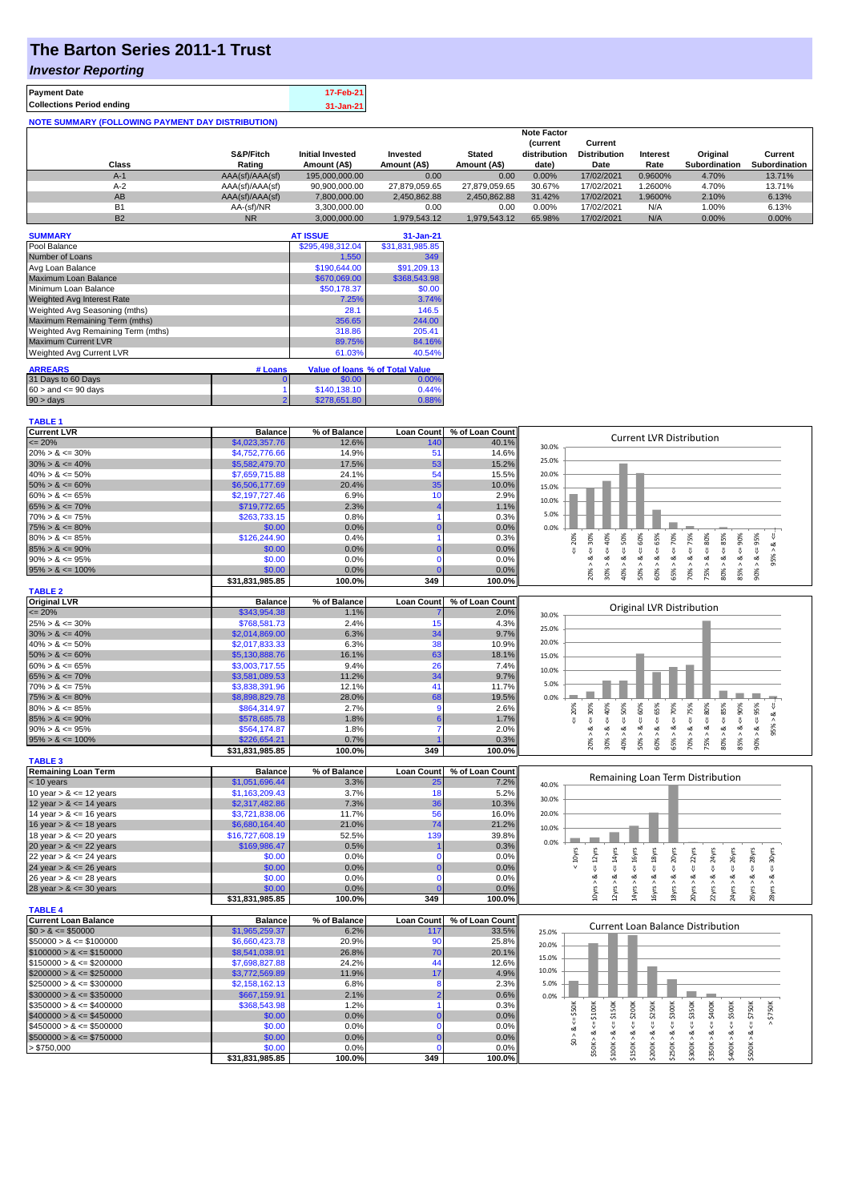# The Barton Series 2011-1 Trust

## *Investor Reporting*

| Payment Date | 17-Feb-21 |
|---|---|
| Collections Period ending | 31-Jan-21 |

**NOTE SUMMARY (FOLLOWING PAYMENT DAY DISTRIBUTION)**

| Class | S&P/Fitch Rating | Initial Invested Amount (A$) | Invested Amount (A$) | Stated Amount (A$) | Note Factor (current distribution date) | Current Distribution Date | Interest Rate | Original Subordination | Current Subordination |
|---|---|---|---|---|---|---|---|---|---|
| A-1 | AAA(sf)/AAA(sf) | 195,000,000.00 | 0.00 | 0.00 | 0.00% | 17/02/2021 | 0.9600% | 4.70% | 13.71% |
| A-2 | AAA(sf)/AAA(sf) | 90,900,000.00 | 27,879,059.65 | 27,879,059.65 | 30.67% | 17/02/2021 | 1.2600% | 4.70% | 13.71% |
| AB | AAA(sf)/AAA(sf) | 7,800,000.00 | 2,450,862.88 | 2,450,862.88 | 31.42% | 17/02/2021 | 1.9600% | 2.10% | 6.13% |
| B1 | AA-(sf)/NR | 3,300,000.00 | 0.00 | 0.00 | 0.00% | 17/02/2021 | N/A | 1.00% | 6.13% |
| B2 | NR | 3,000,000.00 | 1,979,543.12 | 1,979,543.12 | 65.98% | 17/02/2021 | N/A | 0.00% | 0.00% |

| SUMMARY | AT ISSUE | 31-Jan-21 |
|---|---|---|
| Pool Balance | $295,498,312.04 | $31,831,985.85 |
| Number of Loans | 1,550 | 349 |
| Avg Loan Balance | $190,644.00 | $91,209.13 |
| Maximum Loan Balance | $670,069.00 | $368,543.98 |
| Minimum Loan Balance | $50,178.37 | $0.00 |
| Weighted Avg Interest Rate | 7.25% | 3.74% |
| Weighted Avg Seasoning (mths) | 28.1 | 146.5 |
| Maximum Remaining Term (mths) | 356.65 | 244.00 |
| Weighted Avg Remaining Term (mths) | 318.86 | 205.41 |
| Maximum Current LVR | 89.75% | 84.16% |
| Weighted Avg Current LVR | 61.03% | 40.54% |

| ARREARS | # Loans | Value of loans | % of Total Value |
|---|---|---|---|
| 31 Days to 60 Days | 0 | $0.00 | 0.00% |
| 60 > and <= 90 days | 1 | $140,138.10 | 0.44% |
| 90 > days | 2 | $278,651.80 | 0.88% |

**TABLE 1**

| Current LVR | Balance | % of Balance | Loan Count | % of Loan Count |
|---|---|---|---|---|
| <= 20% | $4,023,357.76 | 12.6% | 140 | 40.1% |
| 20% > & <= 30% | $4,752,776.66 | 14.9% | 51 | 14.6% |
| 30% > & <= 40% | $5,582,479.70 | 17.5% | 53 | 15.2% |
| 40% > & <= 50% | $7,659,715.88 | 24.1% | 54 | 15.5% |
| 50% > & <= 60% | $6,506,177.69 | 20.4% | 35 | 10.0% |
| 60% > & <= 65% | $2,197,727.46 | 6.9% | 10 | 2.9% |
| 65% > & <= 70% | $719,772.65 | 2.3% | 4 | 1.1% |
| 70% > & <= 75% | $263,733.15 | 0.8% | 1 | 0.3% |
| 75% > & <= 80% | $0.00 | 0.0% | 0 | 0.0% |
| 80% > & <= 85% | $126,244.90 | 0.4% | 1 | 0.3% |
| 85% > & <= 90% | $0.00 | 0.0% | 0 | 0.0% |
| 90% > & <= 95% | $0.00 | 0.0% | 0 | 0.0% |
| 95% > & <= 100% | $0.00 | 0.0% | 0 | 0.0% |
| | $31,831,985.85 | 100.0% | 349 | 100.0% |

**TABLE 2**

| Original LVR | Balance | % of Balance | Loan Count | % of Loan Count |
|---|---|---|---|---|
| <= 20% | $343,954.38 | 1.1% | 7 | 2.0% |
| 25% > & <= 30% | $768,581.73 | 2.4% | 15 | 4.3% |
| 30% > & <= 40% | $2,014,869.00 | 6.3% | 34 | 9.7% |
| 40% > & <= 50% | $2,017,833.33 | 6.3% | 38 | 10.9% |
| 50% > & <= 60% | $5,130,888.76 | 16.1% | 63 | 18.1% |
| 60% > & <= 65% | $3,003,717.55 | 9.4% | 26 | 7.4% |
| 65% > & <= 70% | $3,581,089.53 | 11.2% | 34 | 9.7% |
| 70% > & <= 75% | $3,838,391.96 | 12.1% | 41 | 11.7% |
| 75% > & <= 80% | $8,898,829.78 | 28.0% | 68 | 19.5% |
| 80% > & <= 85% | $864,314.97 | 2.7% | 9 | 2.6% |
| 85% > & <= 90% | $578,685.78 | 1.8% | 6 | 1.7% |
| 90% > & <= 95% | $564,174.87 | 1.8% | 7 | 2.0% |
| 95% > & <= 100% | $226,654.21 | 0.7% | 1 | 0.3% |
| | $31,831,985.85 | 100.0% | 349 | 100.0% |

**TABLE 3**

| Remaining Loan Term | Balance | % of Balance | Loan Count | % of Loan Count |
|---|---|---|---|---|
| < 10 years | $1,051,696.44 | 3.3% | 25 | 7.2% |
| 10 year > & <= 12 years | $1,163,209.43 | 3.7% | 18 | 5.2% |
| 12 year > & <= 14 years | $2,317,482.86 | 7.3% | 36 | 10.3% |
| 14 year > & <= 16 years | $3,721,838.06 | 11.7% | 56 | 16.0% |
| 16 year > & <= 18 years | $6,680,164.40 | 21.0% | 74 | 21.2% |
| 18 year > & <= 20 years | $16,727,608.19 | 52.5% | 139 | 39.8% |
| 20 year > & <= 22 years | $169,986.47 | 0.5% | 1 | 0.3% |
| 22 year > & <= 24 years | $0.00 | 0.0% | 0 | 0.0% |
| 24 year > & <= 26 years | $0.00 | 0.0% | 0 | 0.0% |
| 26 year > & <= 28 years | $0.00 | 0.0% | 0 | 0.0% |
| 28 year > & <= 30 years | $0.00 | 0.0% | 0 | 0.0% |
| | $31,831,985.85 | 100.0% | 349 | 100.0% |

**TABLE 4**

| Current Loan Balance | Balance | % of Balance | Loan Count | % of Loan Count |
|---|---|---|---|---|
| $0 > & <= $50000 | $1,965,259.37 | 6.2% | 117 | 33.5% |
| $50000 > & <= $100000 | $6,660,423.78 | 20.9% | 90 | 25.8% |
| $100000 > & <= $150000 | $8,541,038.91 | 26.8% | 70 | 20.1% |
| $150000 > & <= $200000 | $7,698,827.88 | 24.2% | 44 | 12.6% |
| $200000 > & <= $250000 | $3,772,569.89 | 11.9% | 17 | 4.9% |
| $250000 > & <= $300000 | $2,158,162.13 | 6.8% | 8 | 2.3% |
| $300000 > & <= $350000 | $667,159.91 | 2.1% | 2 | 0.6% |
| $350000 > & <= $400000 | $368,543.98 | 1.2% | 1 | 0.3% |
| $400000 > & <= $450000 | $0.00 | 0.0% | 0 | 0.0% |
| $450000 > & <= $500000 | $0.00 | 0.0% | 0 | 0.0% |
| $500000 > & <= $750000 | $0.00 | 0.0% | 0 | 0.0% |
| > $750,000 | $0.00 | 0.0% | 0 | 0.0% |
| | $31,831,985.85 | 100.0% | 349 | 100.0% |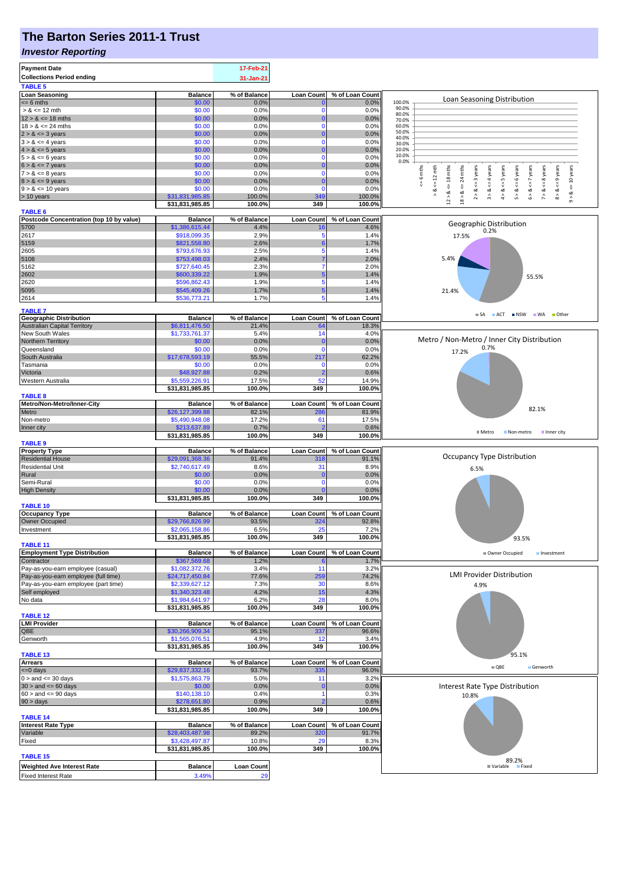# The Barton Series 2011-1 Trust

## *Investor Reporting*

| Payment Date | 17-Feb-21 |
|---|---|
| Collections Period ending | 31-Jan-21 |

**TABLE 5**

| Loan Seasoning | Balance | % of Balance | Loan Count | % of Loan Count |
|---|---|---|---|---|
| <= 6 mths | $0.00 | 0.0% | 0 | 0.0% |
| > & <= 12 mth | $0.00 | 0.0% | 0 | 0.0% |
| 12 > & <= 18 mths | $0.00 | 0.0% | 0 | 0.0% |
| 18 > & <= 24 mths | $0.00 | 0.0% | 0 | 0.0% |
| 2 > & <= 3 years | $0.00 | 0.0% | 0 | 0.0% |
| 3 > & <= 4 years | $0.00 | 0.0% | 0 | 0.0% |
| 4 > & <= 5 years | $0.00 | 0.0% | 0 | 0.0% |
| 5 > & <= 6 years | $0.00 | 0.0% | 0 | 0.0% |
| 6 > & <= 7 years | $0.00 | 0.0% | 0 | 0.0% |
| 7 > & <= 8 years | $0.00 | 0.0% | 0 | 0.0% |
| 8 > & <= 9 years | $0.00 | 0.0% | 0 | 0.0% |
| 9 > & <= 10 years | $0.00 | 0.0% | 0 | 0.0% |
| > 10 years | $31,831,985.85 | 100.0% | 349 | 100.0% |
| | $31,831,985.85 | 100.0% | 349 | 100.0% |

Loan Seasoning Distribution

**TABLE 6**

| Postcode Concentration (top 10 by value) | Balance | % of Balance | Loan Count | % of Loan Count |
|---|---|---|---|---|
| 5700 | $1,386,615.44 | 4.4% | 16 | 4.6% |
| 2617 | $918,099.35 | 2.9% | 5 | 1.4% |
| 5159 | $821,558.80 | 2.6% | 6 | 1.7% |
| 2605 | $793,676.93 | 2.5% | 5 | 1.4% |
| 5108 | $753,498.03 | 2.4% | 7 | 2.0% |
| 5162 | $727,640.45 | 2.3% | 7 | 2.0% |
| 2602 | $600,339.22 | 1.9% | 5 | 1.4% |
| 2620 | $596,862.43 | 1.9% | 5 | 1.4% |
| 5095 | $545,409.26 | 1.7% | 5 | 1.4% |
| 2614 | $536,773.21 | 1.7% | 5 | 1.4% |

Geographic Distribution: SA 55.5%, ACT 21.4%, NSW 5.4%, WA 17.5%, Other 0.2%

**TABLE 7**

| Geographic Distribution | Balance | % of Balance | Loan Count | % of Loan Count |
|---|---|---|---|---|
| Australian Capital Territory | $6,811,476.50 | 21.4% | 64 | 18.3% |
| New South Wales | $1,733,761.37 | 5.4% | 14 | 4.0% |
| Northern Territory | $0.00 | 0.0% | 0 | 0.0% |
| Queensland | $0.00 | 0.0% | 0 | 0.0% |
| South Australia | $17,678,593.19 | 55.5% | 217 | 62.2% |
| Tasmania | $0.00 | 0.0% | 0 | 0.0% |
| Victoria | $48,927.88 | 0.2% | 2 | 0.6% |
| Western Australia | $5,559,226.91 | 17.5% | 52 | 14.9% |
| | $31,831,985.85 | 100.0% | 349 | 100.0% |

Metro / Non-Metro / Inner City Distribution: Metro 82.1%, Non-metro 17.2%, Inner city 0.7%

**TABLE 8**

| Metro/Non-Metro/Inner-City | Balance | % of Balance | Loan Count | % of Loan Count |
|---|---|---|---|---|
| Metro | $26,127,399.88 | 82.1% | 286 | 81.9% |
| Non-metro | $5,490,948.08 | 17.2% | 61 | 17.5% |
| Inner city | $213,637.89 | 0.7% | 2 | 0.6% |
| | $31,831,985.85 | 100.0% | 349 | 100.0% |

**TABLE 9**

| Property Type | Balance | % of Balance | Loan Count | % of Loan Count |
|---|---|---|---|---|
| Residential House | $29,091,368.36 | 91.4% | 318 | 91.1% |
| Residential Unit | $2,740,617.49 | 8.6% | 31 | 8.9% |
| Rural | $0.00 | 0.0% | 0 | 0.0% |
| Semi-Rural | $0.00 | 0.0% | 0 | 0.0% |
| High Density | $0.00 | 0.0% | 0 | 0.0% |
| | $31,831,985.85 | 100.0% | 349 | 100.0% |

Occupancy Type Distribution: Owner Occupied 93.5%, Investment 6.5%

**TABLE 10**

| Occupancy Type | Balance | % of Balance | Loan Count | % of Loan Count |
|---|---|---|---|---|
| Owner Occupied | $29,766,826.99 | 93.5% | 324 | 92.8% |
| Investment | $2,065,158.86 | 6.5% | 25 | 7.2% |
| | $31,831,985.85 | 100.0% | 349 | 100.0% |

**TABLE 11**

| Employment Type Distribution | Balance | % of Balance | Loan Count | % of Loan Count |
|---|---|---|---|---|
| Contractor | $367,569.68 | 1.2% | 6 | 1.7% |
| Pay-as-you-earn employee (casual) | $1,082,372.76 | 3.4% | 11 | 3.2% |
| Pay-as-you-earn employee (full time) | $24,717,450.84 | 77.6% | 259 | 74.2% |
| Pay-as-you-earn employee (part time) | $2,339,627.12 | 7.3% | 30 | 8.6% |
| Self employed | $1,340,323.48 | 4.2% | 15 | 4.3% |
| No data | $1,984,641.97 | 6.2% | 28 | 8.0% |
| | $31,831,985.85 | 100.0% | 349 | 100.0% |

LMI Provider Distribution: QBE 95.1%, Genworth 4.9%

**TABLE 12**

| LMI Provider | Balance | % of Balance | Loan Count | % of Loan Count |
|---|---|---|---|---|
| QBE | $30,266,909.34 | 95.1% | 337 | 96.6% |
| Genworth | $1,565,076.51 | 4.9% | 12 | 3.4% |
| | $31,831,985.85 | 100.0% | 349 | 100.0% |

**TABLE 13**

| Arrears | Balance | % of Balance | Loan Count | % of Loan Count |
|---|---|---|---|---|
| <=0 days | $29,837,332.16 | 93.7% | 335 | 96.0% |
| 0 > and <= 30 days | $1,575,863.79 | 5.0% | 11 | 3.2% |
| 30 > and <= 60 days | $0.00 | 0.0% | 0 | 0.0% |
| 60 > and <= 90 days | $140,138.10 | 0.4% | 1 | 0.3% |
| 90 > days | $278,651.80 | 0.9% | 2 | 0.6% |
| | $31,831,985.85 | 100.0% | 349 | 100.0% |

Interest Rate Type Distribution: Variable 89.2%, Fixed 10.8%

**TABLE 14**

| Interest Rate Type | Balance | % of Balance | Loan Count | % of Loan Count |
|---|---|---|---|---|
| Variable | $28,403,487.98 | 89.2% | 320 | 91.7% |
| Fixed | $3,428,497.87 | 10.8% | 29 | 8.3% |
| | $31,831,985.85 | 100.0% | 349 | 100.0% |

**TABLE 15**

| Weighted Ave Interest Rate | Balance | Loan Count |
|---|---|---|
| Fixed Interest Rate | 3.49% | 29 |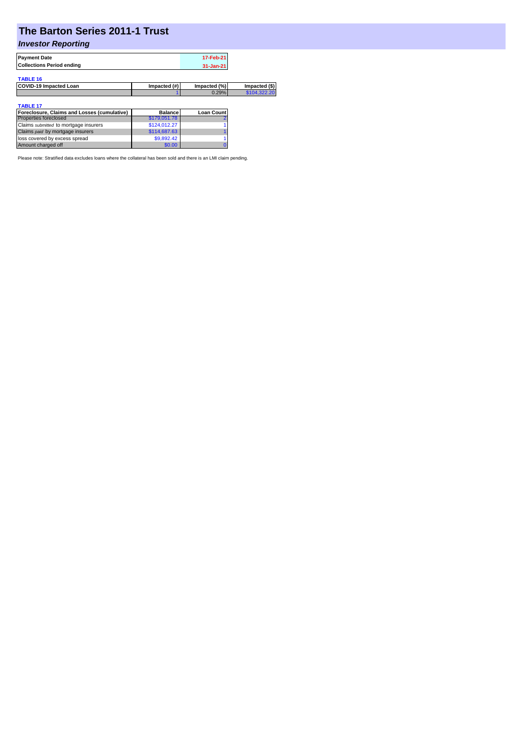# The Barton Series 2011-1 Trust

## *Investor Reporting*

| | |
|---|---|
| **Payment Date** | 17-Feb-21 |
| **Collections Period ending** | 31-Jan-21 |

**TABLE 16**

| COVID-19 Impacted Loan | Impacted (#) | Impacted (%) | Impacted ($) |
|---|---|---|---|
| | 1 | 0.29% | $104,322.20 |

**TABLE 17**

| Foreclosure, Claims and Losses (cumulative) | Balance | Loan Count |
|---|---|---|
| Properties foreclosed | $179,051.78 | 2 |
| Claims *submitted* to mortgage insurers | $124,012.27 | 1 |
| Claims *paid* by mortgage insurers | $114,687.63 | 1 |
| loss covered by excess spread | $9,892.42 | 1 |
| Amount charged off | $0.00 | 0 |

Please note: Stratified data excludes loans where the collateral has been sold and there is an LMI claim pending.